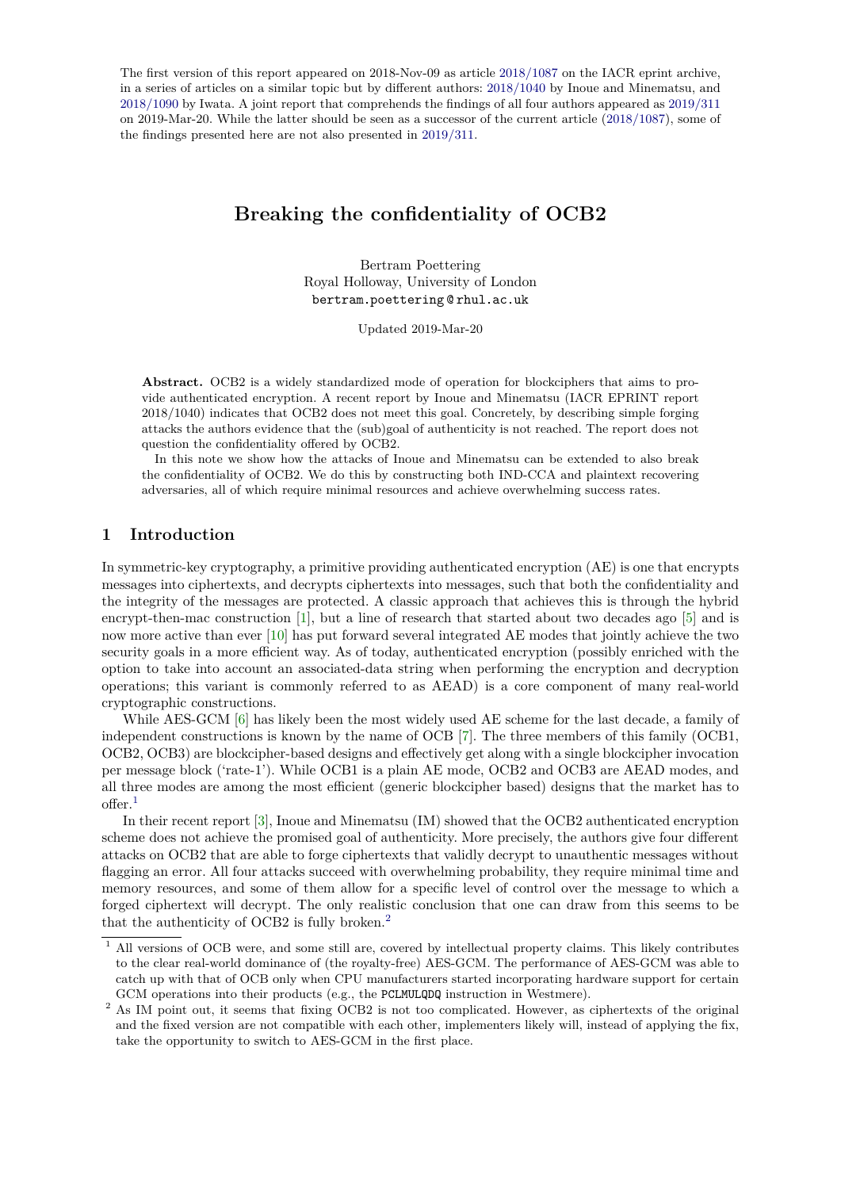The first version of this report appeared on 2018-Nov-09 as article 2018/1087 on the IACR eprint archive, in a series of articles on a similar topic but by different authors: 2018/1040 by Inoue and Minematsu, and 2018/1090 by Iwata. A joint report that comprehends the findings of all four authors appeared as 2019/311 on 2019-Mar-20. While the latter should be seen as a successor of the current article (2018/1087), some of the findings presented here are not also presented in 2019/311.

# Breaking the confidentiality of OCB2

Bertram Poettering
Royal Holloway, University of London
bertram.poettering@rhul.ac.uk

Updated 2019-Mar-20

**Abstract.** OCB2 is a widely standardized mode of operation for blockciphers that aims to provide authenticated encryption. A recent report by Inoue and Minematsu (IACR EPRINT report 2018/1040) indicates that OCB2 does not meet this goal. Concretely, by describing simple forging attacks the authors evidence that the (sub)goal of authenticity is not reached. The report does not question the confidentiality offered by OCB2.

In this note we show how the attacks of Inoue and Minematsu can be extended to also break the confidentiality of OCB2. We do this by constructing both IND-CCA and plaintext recovering adversaries, all of which require minimal resources and achieve overwhelming success rates.

## 1 Introduction

In symmetric-key cryptography, a primitive providing authenticated encryption (AE) is one that encrypts messages into ciphertexts, and decrypts ciphertexts into messages, such that both the confidentiality and the integrity of the messages are protected. A classic approach that achieves this is through the hybrid encrypt-then-mac construction [1], but a line of research that started about two decades ago [5] and is now more active than ever [10] has put forward several integrated AE modes that jointly achieve the two security goals in a more efficient way. As of today, authenticated encryption (possibly enriched with the option to take into account an associated-data string when performing the encryption and decryption operations; this variant is commonly referred to as AEAD) is a core component of many real-world cryptographic constructions.

While AES-GCM [6] has likely been the most widely used AE scheme for the last decade, a family of independent constructions is known by the name of OCB [7]. The three members of this family (OCB1, OCB2, OCB3) are blockcipher-based designs and effectively get along with a single blockcipher invocation per message block ('rate-1'). While OCB1 is a plain AE mode, OCB2 and OCB3 are AEAD modes, and all three modes are among the most efficient (generic blockcipher based) designs that the market has to offer.[1]

In their recent report [3], Inoue and Minematsu (IM) showed that the OCB2 authenticated encryption scheme does not achieve the promised goal of authenticity. More precisely, the authors give four different attacks on OCB2 that are able to forge ciphertexts that validly decrypt to unauthentic messages without flagging an error. All four attacks succeed with overwhelming probability, they require minimal time and memory resources, and some of them allow for a specific level of control over the message to which a forged ciphertext will decrypt. The only realistic conclusion that one can draw from this seems to be that the authenticity of OCB2 is fully broken.[2]

[1] All versions of OCB were, and some still are, covered by intellectual property claims. This likely contributes to the clear real-world dominance of (the royalty-free) AES-GCM. The performance of AES-GCM was able to catch up with that of OCB only when CPU manufacturers started incorporating hardware support for certain GCM operations into their products (e.g., the PCLMULQDQ instruction in Westmere).

[2] As IM point out, it seems that fixing OCB2 is not too complicated. However, as ciphertexts of the original and the fixed version are not compatible with each other, implementers likely will, instead of applying the fix, take the opportunity to switch to AES-GCM in the first place.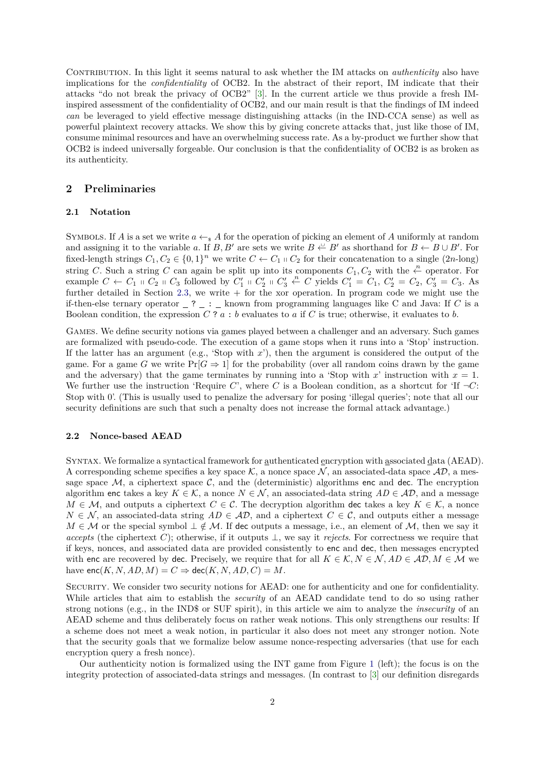CONTRIBUTION. In this light it seems natural to ask whether the IM attacks on *authenticity* also have implications for the *confidentiality* of OCB2. In the abstract of their report, IM indicate that their attacks "do not break the privacy of OCB2" [3]. In the current article we thus provide a fresh IM-inspired assessment of the confidentiality of OCB2, and our main result is that the findings of IM indeed *can* be leveraged to yield effective message distinguishing attacks (in the IND-CCA sense) as well as powerful plaintext recovery attacks. We show this by giving concrete attacks that, just like those of IM, consume minimal resources and have an overwhelming success rate. As a by-product we further show that OCB2 is indeed universally forgeable. Our conclusion is that the confidentiality of OCB2 is as broken as its authenticity.

## 2 Preliminaries

### 2.1 Notation

SYMBOLS. If $A$ is a set we write $a \leftarrow_{\$} A$ for the operation of picking an element of $A$ uniformly at random and assigning it to the variable $a$. If $B, B'$ are sets we write $B \xleftarrow{\cup} B'$ as shorthand for $B \leftarrow B \cup B'$. For fixed-length strings $C_1, C_2 \in \{0,1\}^n$ we write $C \leftarrow C_1 \shortparallel C_2$ for their concatenation to a single ($2n$-long) string $C$. Such a string $C$ can again be split up into its components $C_1, C_2$ with the $\xleftarrow{n}$ operator. For example $C \leftarrow C_1 \shortparallel C_2 \shortparallel C_3$ followed by $C'_1 \shortparallel C'_2 \shortparallel C'_3 \xleftarrow{n} C$ yields $C'_1 = C_1$, $C'_2 = C_2$, $C'_3 = C_3$. As further detailed in Section 2.3, we write $+$ for the xor operation. In program code we might use the if-then-else ternary operator `_ ? _ : _` known from programming languages like C and Java: If $C$ is a Boolean condition, the expression $C$ ? $a$ : $b$ evaluates to $a$ if $C$ is true; otherwise, it evaluates to $b$.

GAMES. We define security notions via games played between a challenger and an adversary. Such games are formalized with pseudo-code. The execution of a game stops when it runs into a 'Stop' instruction. If the latter has an argument (e.g., 'Stop with $x$'), then the argument is considered the output of the game. For a game $G$ we write $\Pr[G \Rightarrow 1]$ for the probability (over all random coins drawn by the game and the adversary) that the game terminates by running into a 'Stop with $x$' instruction with $x = 1$. We further use the instruction 'Require $C$', where $C$ is a Boolean condition, as a shortcut for 'If $\neg C$: Stop with 0'. (This is usually used to penalize the adversary for posing 'illegal queries'; note that all our security definitions are such that such a penalty does not increase the formal attack advantage.)

### 2.2 Nonce-based AEAD

SYNTAX. We formalize a syntactical framework for authenticated encryption with associated data (AEAD). A corresponding scheme specifies a key space $\mathcal{K}$, a nonce space $\mathcal{N}$, an associated-data space $\mathcal{AD}$, a message space $\mathcal{M}$, a ciphertext space $\mathcal{C}$, and the (deterministic) algorithms $\mathsf{enc}$ and $\mathsf{dec}$. The encryption algorithm $\mathsf{enc}$ takes a key $K \in \mathcal{K}$, a nonce $N \in \mathcal{N}$, an associated-data string $AD \in \mathcal{AD}$, and a message $M \in \mathcal{M}$, and outputs a ciphertext $C \in \mathcal{C}$. The decryption algorithm $\mathsf{dec}$ takes a key $K \in \mathcal{K}$, a nonce $N \in \mathcal{N}$, an associated-data string $AD \in \mathcal{AD}$, and a ciphertext $C \in \mathcal{C}$, and outputs either a message $M \in \mathcal{M}$ or the special symbol $\perp \notin \mathcal{M}$. If $\mathsf{dec}$ outputs a message, i.e., an element of $\mathcal{M}$, then we say it *accepts* (the ciphertext $C$); otherwise, if it outputs $\perp$, we say it *rejects*. For correctness we require that if keys, nonces, and associated data are provided consistently to $\mathsf{enc}$ and $\mathsf{dec}$, then messages encrypted with $\mathsf{enc}$ are recovered by $\mathsf{dec}$. Precisely, we require that for all $K \in \mathcal{K}, N \in \mathcal{N}, AD \in \mathcal{AD}, M \in \mathcal{M}$ we have $\mathsf{enc}(K, N, AD, M) = C \Rightarrow \mathsf{dec}(K, N, AD, C) = M$.

SECURITY. We consider two security notions for AEAD: one for authenticity and one for confidentiality. While articles that aim to establish the *security* of an AEAD candidate tend to do so using rather strong notions (e.g., in the IND\$ or SUF spirit), in this article we aim to analyze the *insecurity* of an AEAD scheme and thus deliberately focus on rather weak notions. This only strengthens our results: If a scheme does not meet a weak notion, in particular it also does not meet any stronger notion. Note that the security goals that we formalize below assume nonce-respecting adversaries (that use for each encryption query a fresh nonce).

Our authenticity notion is formalized using the INT game from Figure 1 (left); the focus is on the integrity protection of associated-data strings and messages. (In contrast to [3] our definition disregards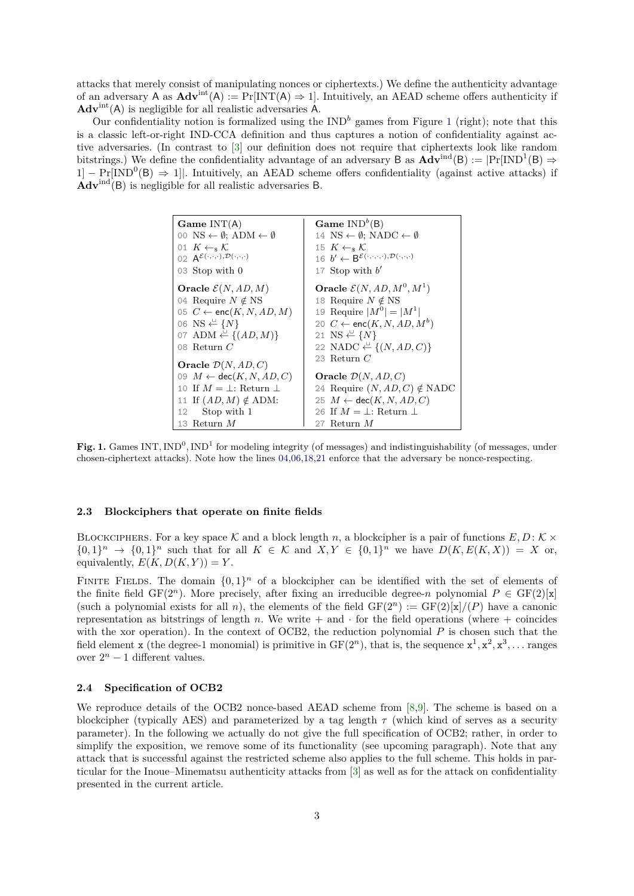attacks that merely consist of manipulating nonces or ciphertexts.) We define the authenticity advantage of an adversary $\mathsf{A}$ as $\mathbf{Adv}^{\mathrm{int}}(\mathsf{A}) := \Pr[\mathrm{INT}(\mathsf{A}) \Rightarrow 1]$. Intuitively, an AEAD scheme offers authenticity if $\mathbf{Adv}^{\mathrm{int}}(\mathsf{A})$ is negligible for all realistic adversaries $\mathsf{A}$.

Our confidentiality notion is formalized using the $\mathrm{IND}^b$ games from Figure 1 (right); note that this is a classic left-or-right IND-CCA definition and thus captures a notion of confidentiality against active adversaries. (In contrast to [3] our definition does not require that ciphertexts look like random bitstrings.) We define the confidentiality advantage of an adversary $\mathsf{B}$ as $\mathbf{Adv}^{\mathrm{ind}}(\mathsf{B}) := |\Pr[\mathrm{IND}^1(\mathsf{B}) \Rightarrow 1] - \Pr[\mathrm{IND}^0(\mathsf{B}) \Rightarrow 1]|$. Intuitively, an AEAD scheme offers confidentiality (against active attacks) if $\mathbf{Adv}^{\mathrm{ind}}(\mathsf{B})$ is negligible for all realistic adversaries $\mathsf{B}$.

| **Game** $\mathrm{INT}(\mathsf{A})$ | **Game** $\mathrm{IND}^b(\mathsf{B})$ |
|---|---|
| 00 $\mathrm{NS} \leftarrow \emptyset$; $\mathrm{ADM} \leftarrow \emptyset$ | 14 $\mathrm{NS} \leftarrow \emptyset$; $\mathrm{NADC} \leftarrow \emptyset$ |
| 01 $K \leftarrow_\$ \mathcal{K}$ | 15 $K \leftarrow_\$ \mathcal{K}$ |
| 02 $\mathsf{A}^{\mathcal{E}(\cdot,\cdot,\cdot),\mathcal{D}(\cdot,\cdot,\cdot)}$ | 16 $b' \leftarrow \mathsf{B}^{\mathcal{E}(\cdot,\cdot,\cdot,\cdot),\mathcal{D}(\cdot,\cdot,\cdot)}$ |
| 03 Stop with 0 | 17 Stop with $b'$ |
| **Oracle** $\mathcal{E}(N, AD, M)$ | **Oracle** $\mathcal{E}(N, AD, M^0, M^1)$ |
| 04 Require $N \notin \mathrm{NS}$ | 18 Require $N \notin \mathrm{NS}$ |
| 05 $C \leftarrow \mathsf{enc}(K, N, AD, M)$ | 19 Require $\lvert M^0 \rvert = \lvert M^1 \rvert$ |
| 06 $\mathrm{NS} \overset{\cup}{\leftarrow} \{N\}$ | 20 $C \leftarrow \mathsf{enc}(K, N, AD, M^b)$ |
| 07 $\mathrm{ADM} \overset{\cup}{\leftarrow} \{(AD, M)\}$ | 21 $\mathrm{NS} \overset{\cup}{\leftarrow} \{N\}$ |
| 08 Return $C$ | 22 $\mathrm{NADC} \overset{\cup}{\leftarrow} \{(N, AD, C)\}$ |
| **Oracle** $\mathcal{D}(N, AD, C)$ | 23 Return $C$ |
| 09 $M \leftarrow \mathsf{dec}(K, N, AD, C)$ | **Oracle** $\mathcal{D}(N, AD, C)$ |
| 10 If $M = \perp$: Return $\perp$ | 24 Require $(N, AD, C) \notin \mathrm{NADC}$ |
| 11 If $(AD, M) \notin \mathrm{ADM}$: | 25 $M \leftarrow \mathsf{dec}(K, N, AD, C)$ |
| 12 Stop with 1 | 26 If $M = \perp$: Return $\perp$ |
| 13 Return $M$ | 27 Return $M$ |

**Fig. 1.** Games $\mathrm{INT}, \mathrm{IND}^0, \mathrm{IND}^1$ for modeling integrity (of messages) and indistinguishability (of messages, under chosen-ciphertext attacks). Note how the lines 04,06,18,21 enforce that the adversary be nonce-respecting.

### 2.3 Blockciphers that operate on finite fields

BLOCKCIPHERS. For a key space $\mathcal{K}$ and a block length $n$, a blockcipher is a pair of functions $E, D \colon \mathcal{K} \times \{0,1\}^n \to \{0,1\}^n$ such that for all $K \in \mathcal{K}$ and $X, Y \in \{0,1\}^n$ we have $D(K, E(K, X)) = X$ or, equivalently, $E(K, D(K, Y)) = Y$.

FINITE FIELDS. The domain $\{0,1\}^n$ of a blockcipher can be identified with the set of elements of the finite field $\mathrm{GF}(2^n)$. More precisely, after fixing an irreducible degree-$n$ polynomial $P \in \mathrm{GF}(2)[\mathtt{x}]$ (such a polynomial exists for all $n$), the elements of the field $\mathrm{GF}(2^n) := \mathrm{GF}(2)[\mathtt{x}]/(P)$ have a canonic representation as bitstrings of length $n$. We write $+$ and $\cdot$ for the field operations (where $+$ coincides with the xor operation). In the context of OCB2, the reduction polynomial $P$ is chosen such that the field element $\mathtt{x}$ (the degree-1 monomial) is primitive in $\mathrm{GF}(2^n)$, that is, the sequence $\mathtt{x}^1, \mathtt{x}^2, \mathtt{x}^3, \ldots$ ranges over $2^n - 1$ different values.

### 2.4 Specification of OCB2

We reproduce details of the OCB2 nonce-based AEAD scheme from [8,9]. The scheme is based on a blockcipher (typically AES) and parameterized by a tag length $\tau$ (which kind of serves as a security parameter). In the following we actually do not give the full specification of OCB2; rather, in order to simplify the exposition, we remove some of its functionality (see upcoming paragraph). Note that any attack that is successful against the restricted scheme also applies to the full scheme. This holds in particular for the Inoue–Minematsu authenticity attacks from [3] as well as for the attack on confidentiality presented in the current article.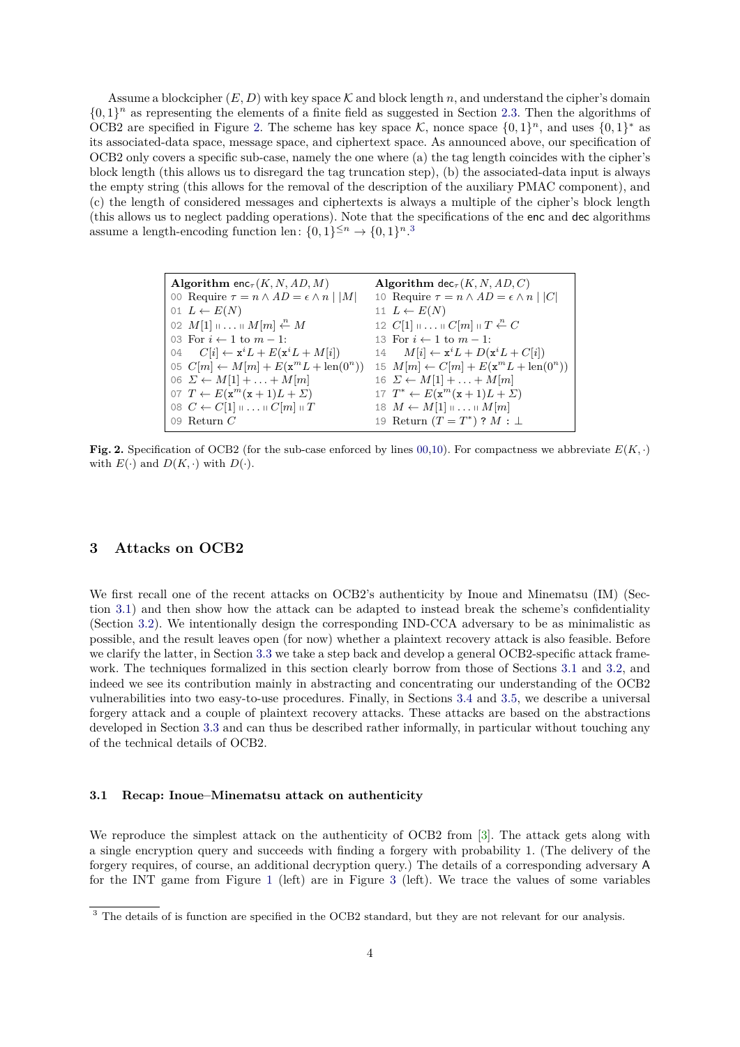Assume a blockcipher $(E, D)$ with key space $\mathcal{K}$ and block length $n$, and understand the cipher's domain $\{0,1\}^n$ as representing the elements of a finite field as suggested in Section 2.3. Then the algorithms of OCB2 are specified in Figure 2. The scheme has key space $\mathcal{K}$, nonce space $\{0,1\}^n$, and uses $\{0,1\}^*$ as its associated-data space, message space, and ciphertext space. As announced above, our specification of OCB2 only covers a specific sub-case, namely the one where (a) the tag length coincides with the cipher's block length (this allows us to disregard the tag truncation step), (b) the associated-data input is always the empty string (this allows for the removal of the description of the auxiliary PMAC component), and (c) the length of considered messages and ciphertexts is always a multiple of the cipher's block length (this allows us to neglect padding operations). Note that the specifications of the enc and dec algorithms assume a length-encoding function len: $\{0,1\}^{\leq n} \to \{0,1\}^n$.[3]

```
Algorithm enc_τ(K, N, AD, M)                     Algorithm dec_τ(K, N, AD, C)
00 Require τ = n ∧ AD = ε ∧ n | |M|              10 Require τ = n ∧ AD = ε ∧ n | |C|
01 L ← E(N)                                      11 L ← E(N)
02 M[1] ‖ ... ‖ M[m] ←n M                        12 C[1] ‖ ... ‖ C[m] ‖ T ←n C
03 For i ← 1 to m − 1:                           13 For i ← 1 to m − 1:
04    C[i] ← x^i L + E(x^i L + M[i])             14    M[i] ← x^i L + D(x^i L + C[i])
05 C[m] ← M[m] + E(x^m L + len(0^n))             15 M[m] ← C[m] + E(x^m L + len(0^n))
06 Σ ← M[1] + ... + M[m]                         16 Σ ← M[1] + ... + M[m]
07 T ← E(x^m(x + 1)L + Σ)                        17 T* ← E(x^m(x + 1)L + Σ)
08 C ← C[1] ‖ ... ‖ C[m] ‖ T                     18 M ← M[1] ‖ ... ‖ M[m]
09 Return C                                      19 Return (T = T*) ? M : ⊥
```

**Fig. 2.** Specification of OCB2 (for the sub-case enforced by lines 00,10). For compactness we abbreviate $E(K, \cdot)$ with $E(\cdot)$ and $D(K, \cdot)$ with $D(\cdot)$.

## 3 Attacks on OCB2

We first recall one of the recent attacks on OCB2's authenticity by Inoue and Minematsu (IM) (Section 3.1) and then show how the attack can be adapted to instead break the scheme's confidentiality (Section 3.2). We intentionally design the corresponding IND-CCA adversary to be as minimalistic as possible, and the result leaves open (for now) whether a plaintext recovery attack is also feasible. Before we clarify the latter, in Section 3.3 we take a step back and develop a general OCB2-specific attack framework. The techniques formalized in this section clearly borrow from those of Sections 3.1 and 3.2, and indeed we see its contribution mainly in abstracting and concentrating our understanding of the OCB2 vulnerabilities into two easy-to-use procedures. Finally, in Sections 3.4 and 3.5, we describe a universal forgery attack and a couple of plaintext recovery attacks. These attacks are based on the abstractions developed in Section 3.3 and can thus be described rather informally, in particular without touching any of the technical details of OCB2.

### 3.1 Recap: Inoue–Minematsu attack on authenticity

We reproduce the simplest attack on the authenticity of OCB2 from [3]. The attack gets along with a single encryption query and succeeds with finding a forgery with probability 1. (The delivery of the forgery requires, of course, an additional decryption query.) The details of a corresponding adversary A for the INT game from Figure 1 (left) are in Figure 3 (left). We trace the values of some variables

---

[3] The details of is function are specified in the OCB2 standard, but they are not relevant for our analysis.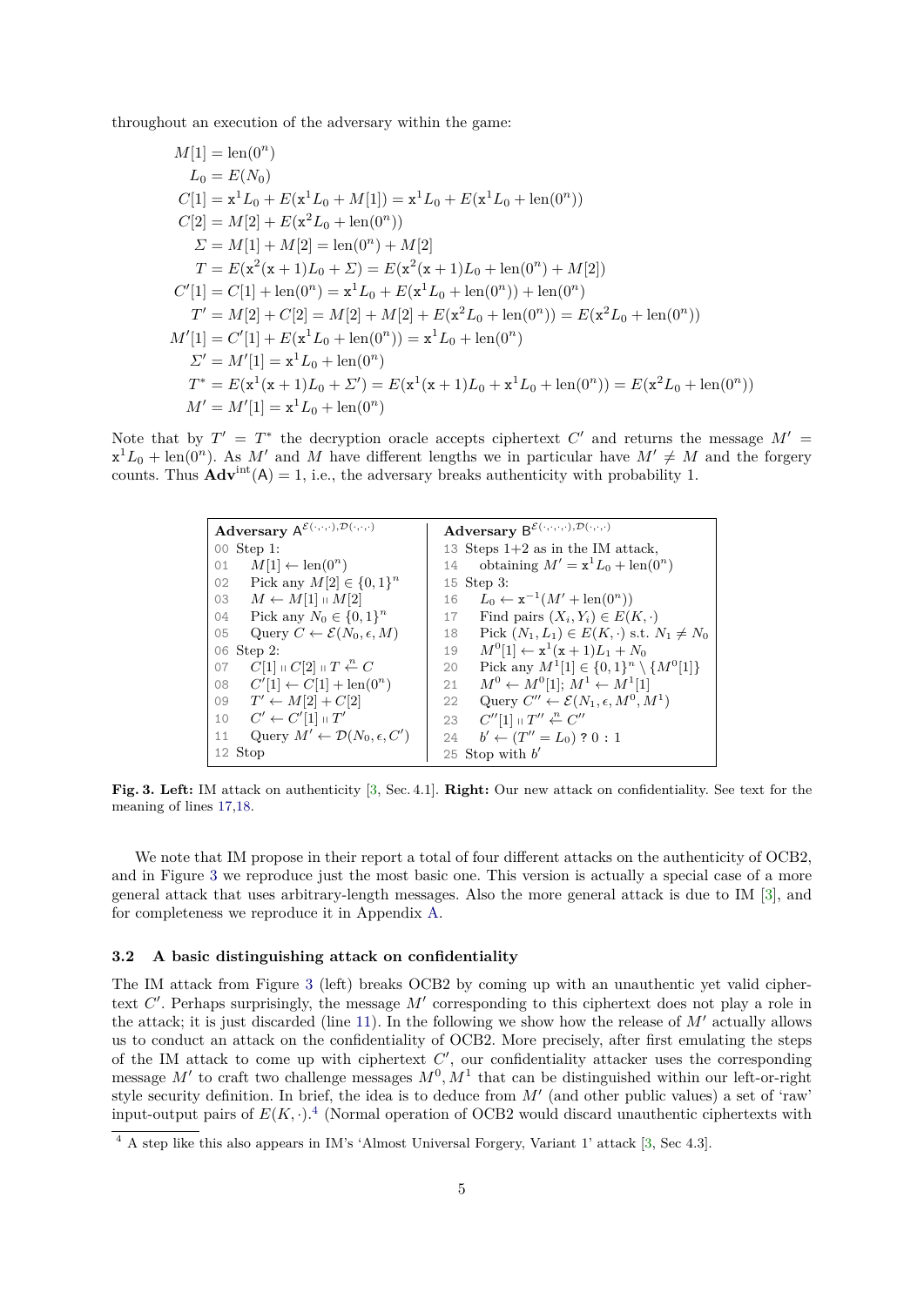throughout an execution of the adversary within the game:

$$
\begin{aligned}
M[1] &= \mathrm{len}(0^n) \\
L_0 &= E(N_0) \\
C[1] &= \mathtt{x}^1 L_0 + E(\mathtt{x}^1 L_0 + M[1]) = \mathtt{x}^1 L_0 + E(\mathtt{x}^1 L_0 + \mathrm{len}(0^n)) \\
C[2] &= M[2] + E(\mathtt{x}^2 L_0 + \mathrm{len}(0^n)) \\
\Sigma &= M[1] + M[2] = \mathrm{len}(0^n) + M[2] \\
T &= E(\mathtt{x}^2(\mathtt{x}+1)L_0 + \Sigma) = E(\mathtt{x}^2(\mathtt{x}+1)L_0 + \mathrm{len}(0^n) + M[2]) \\
C'[1] &= C[1] + \mathrm{len}(0^n) = \mathtt{x}^1 L_0 + E(\mathtt{x}^1 L_0 + \mathrm{len}(0^n)) + \mathrm{len}(0^n) \\
T' &= M[2] + C[2] = M[2] + M[2] + E(\mathtt{x}^2 L_0 + \mathrm{len}(0^n)) = E(\mathtt{x}^2 L_0 + \mathrm{len}(0^n)) \\
M'[1] &= C'[1] + E(\mathtt{x}^1 L_0 + \mathrm{len}(0^n)) = \mathtt{x}^1 L_0 + \mathrm{len}(0^n) \\
\Sigma' &= M'[1] = \mathtt{x}^1 L_0 + \mathrm{len}(0^n) \\
T^* &= E(\mathtt{x}^1(\mathtt{x}+1)L_0 + \Sigma') = E(\mathtt{x}^1(\mathtt{x}+1)L_0 + \mathtt{x}^1 L_0 + \mathrm{len}(0^n)) = E(\mathtt{x}^2 L_0 + \mathrm{len}(0^n)) \\
M' &= M'[1] = \mathtt{x}^1 L_0 + \mathrm{len}(0^n)
\end{aligned}
$$

Note that by $T' = T^*$ the decryption oracle accepts ciphertext $C'$ and returns the message $M' = \mathtt{x}^1 L_0 + \mathrm{len}(0^n)$. As $M'$ and $M$ have different lengths we in particular have $M' \neq M$ and the forgery counts. Thus $\mathbf{Adv}^{\mathrm{int}}(\mathsf{A}) = 1$, i.e., the adversary breaks authenticity with probability 1.

| **Adversary** $\mathsf{A}^{\mathcal{E}(\cdot,\cdot,\cdot),\mathcal{D}(\cdot,\cdot,\cdot)}$ | **Adversary** $\mathsf{B}^{\mathcal{E}(\cdot,\cdot,\cdot,\cdot),\mathcal{D}(\cdot,\cdot,\cdot)}$ |
|---|---|
| 00 Step 1: | 13 Steps 1+2 as in the IM attack, |
| 01 $\quad M[1] \leftarrow \mathrm{len}(0^n)$ | 14 $\quad$ obtaining $M' = \mathtt{x}^1 L_0 + \mathrm{len}(0^n)$ |
| 02 $\quad$ Pick any $M[2] \in \{0,1\}^n$ | 15 Step 3: |
| 03 $\quad M \leftarrow M[1] \parallel M[2]$ | 16 $\quad L_0 \leftarrow \mathtt{x}^{-1}(M' + \mathrm{len}(0^n))$ |
| 04 $\quad$ Pick any $N_0 \in \{0,1\}^n$ | 17 $\quad$ Find pairs $(X_i, Y_i) \in E(K,\cdot)$ |
| 05 $\quad$ Query $C \leftarrow \mathcal{E}(N_0, \epsilon, M)$ | 18 $\quad$ Pick $(N_1, L_1) \in E(K,\cdot)$ s.t. $N_1 \neq N_0$ |
| 06 Step 2: | 19 $\quad M^0[1] \leftarrow \mathtt{x}^1(\mathtt{x}+1)L_1 + N_0$ |
| 07 $\quad C[1] \parallel C[2] \parallel T \xleftarrow{n} C$ | 20 $\quad$ Pick any $M^1[1] \in \{0,1\}^n \setminus \{M^0[1]\}$ |
| 08 $\quad C'[1] \leftarrow C[1] + \mathrm{len}(0^n)$ | 21 $\quad M^0 \leftarrow M^0[1]$; $M^1 \leftarrow M^1[1]$ |
| 09 $\quad T' \leftarrow M[2] + C[2]$ | 22 $\quad$ Query $C'' \leftarrow \mathcal{E}(N_1, \epsilon, M^0, M^1)$ |
| 10 $\quad C' \leftarrow C'[1] \parallel T'$ | 23 $\quad C''[1] \parallel T'' \xleftarrow{n} C''$ |
| 11 $\quad$ Query $M' \leftarrow \mathcal{D}(N_0, \epsilon, C')$ | 24 $\quad b' \leftarrow (T'' = L_0)\ ?\ 0 : 1$ |
| 12 Stop | 25 Stop with $b'$ |

**Fig. 3. Left:** IM attack on authenticity [3, Sec. 4.1]. **Right:** Our new attack on confidentiality. See text for the meaning of lines 17,18.

We note that IM propose in their report a total of four different attacks on the authenticity of OCB2, and in Figure 3 we reproduce just the most basic one. This version is actually a special case of a more general attack that uses arbitrary-length messages. Also the more general attack is due to IM [3], and for completeness we reproduce it in Appendix A.

### 3.2 A basic distinguishing attack on confidentiality

The IM attack from Figure 3 (left) breaks OCB2 by coming up with an unauthentic yet valid ciphertext $C'$. Perhaps surprisingly, the message $M'$ corresponding to this ciphertext does not play a role in the attack; it is just discarded (line 11). In the following we show how the release of $M'$ actually allows us to conduct an attack on the confidentiality of OCB2. More precisely, after first emulating the steps of the IM attack to come up with ciphertext $C'$, our confidentiality attacker uses the corresponding message $M'$ to craft two challenge messages $M^0, M^1$ that can be distinguished within our left-or-right style security definition. In brief, the idea is to deduce from $M'$ (and other public values) a set of 'raw' input-output pairs of $E(K,\cdot)$.[4] (Normal operation of OCB2 would discard unauthentic ciphertexts with

[4] A step like this also appears in IM's 'Almost Universal Forgery, Variant 1' attack [3, Sec 4.3].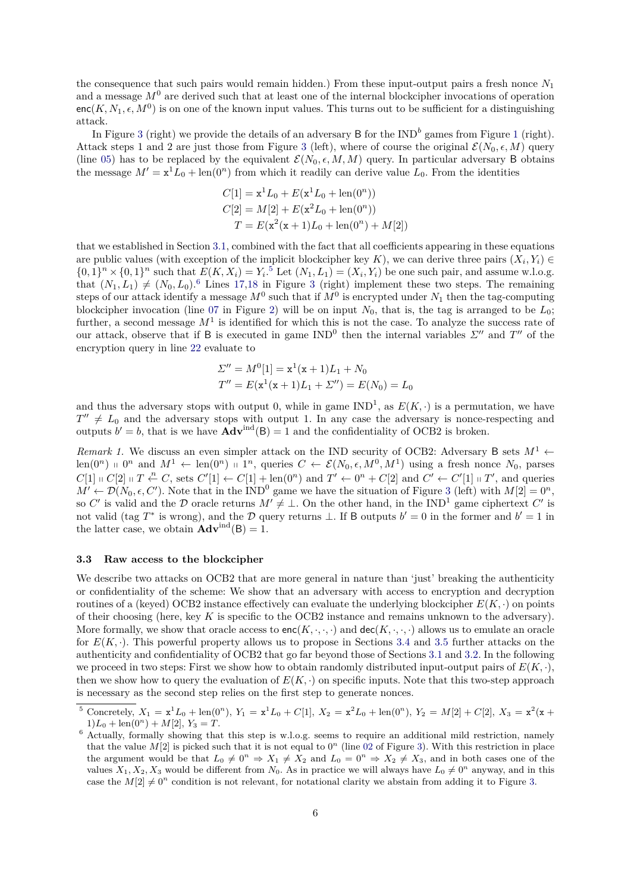the consequence that such pairs would remain hidden.) From these input-output pairs a fresh nonce $N_1$ and a message $M^0$ are derived such that at least one of the internal blockcipher invocations of operation $\mathsf{enc}(K, N_1, \epsilon, M^0)$ is on one of the known input values. This turns out to be sufficient for a distinguishing attack.

In Figure 3 (right) we provide the details of an adversary $\mathsf{B}$ for the $\mathrm{IND}^b$ games from Figure 1 (right). Attack steps 1 and 2 are just those from Figure 3 (left), where of course the original $\mathcal{E}(N_0, \epsilon, M)$ query (line 05) has to be replaced by the equivalent $\mathcal{E}(N_0, \epsilon, M, M)$ query. In particular adversary $\mathsf{B}$ obtains the message $M' = \mathtt{x}^1 L_0 + \mathrm{len}(0^n)$ from which it readily can derive value $L_0$. From the identities

$$
\begin{aligned}
C[1] &= \mathtt{x}^1 L_0 + E(\mathtt{x}^1 L_0 + \mathrm{len}(0^n)) \\
C[2] &= M[2] + E(\mathtt{x}^2 L_0 + \mathrm{len}(0^n)) \\
T &= E(\mathtt{x}^2(\mathtt{x}+1) L_0 + \mathrm{len}(0^n) + M[2])
\end{aligned}
$$

that we established in Section 3.1, combined with the fact that all coefficients appearing in these equations are public values (with exception of the implicit blockcipher key $K$), we can derive three pairs $(X_i, Y_i) \in \{0,1\}^n \times \{0,1\}^n$ such that $E(K, X_i) = Y_i$.[5] Let $(N_1, L_1) = (X_i, Y_i)$ be one such pair, and assume w.l.o.g. that $(N_1, L_1) \neq (N_0, L_0)$.[6] Lines 17,18 in Figure 3 (right) implement these two steps. The remaining steps of our attack identify a message $M^0$ such that if $M^0$ is encrypted under $N_1$ then the tag-computing blockcipher invocation (line 07 in Figure 2) will be on input $N_0$, that is, the tag is arranged to be $L_0$; further, a second message $M^1$ is identified for which this is not the case. To analyze the success rate of our attack, observe that if $\mathsf{B}$ is executed in game $\mathrm{IND}^0$ then the internal variables $\Sigma''$ and $T''$ of the encryption query in line 22 evaluate to

$$
\begin{aligned}
\Sigma'' &= M^0[1] = \mathtt{x}^1(\mathtt{x}+1) L_1 + N_0 \\
T'' &= E(\mathtt{x}^1(\mathtt{x}+1) L_1 + \Sigma'') = E(N_0) = L_0
\end{aligned}
$$

and thus the adversary stops with output 0, while in game $\mathrm{IND}^1$, as $E(K,\cdot)$ is a permutation, we have $T'' \neq L_0$ and the adversary stops with output 1. In any case the adversary is nonce-respecting and outputs $b' = b$, that is we have $\mathbf{Adv}^{\mathrm{ind}}(\mathsf{B}) = 1$ and the confidentiality of OCB2 is broken.

*Remark 1.* We discuss an even simpler attack on the IND security of OCB2: Adversary $\mathsf{B}$ sets $M^1 \leftarrow \mathrm{len}(0^n) \shortparallel 0^n$ and $M^1 \leftarrow \mathrm{len}(0^n) \shortparallel 1^n$, queries $C \leftarrow \mathcal{E}(N_0, \epsilon, M^0, M^1)$ using a fresh nonce $N_0$, parses $C[1] \shortparallel C[2] \shortparallel T \overset{n}{\leftarrow} C$, sets $C'[1] \leftarrow C[1] + \mathrm{len}(0^n)$ and $T' \leftarrow 0^n + C[2]$ and $C' \leftarrow C'[1] \shortparallel T'$, and queries $M' \leftarrow \mathcal{D}(N_0, \epsilon, C')$. Note that in the $\mathrm{IND}^0$ game we have the situation of Figure 3 (left) with $M[2] = 0^n$, so $C'$ is valid and the $\mathcal{D}$ oracle returns $M' \neq \perp$. On the other hand, in the $\mathrm{IND}^1$ game ciphertext $C'$ is not valid (tag $T^*$ is wrong), and the $\mathcal{D}$ query returns $\perp$. If $\mathsf{B}$ outputs $b' = 0$ in the former and $b' = 1$ in the latter case, we obtain $\mathbf{Adv}^{\mathrm{ind}}(\mathsf{B}) = 1$.

### 3.3 Raw access to the blockcipher

We describe two attacks on OCB2 that are more general in nature than 'just' breaking the authenticity or confidentiality of the scheme: We show that an adversary with access to encryption and decryption routines of a (keyed) OCB2 instance effectively can evaluate the underlying blockcipher $E(K,\cdot)$ on points of their choosing (here, key $K$ is specific to the OCB2 instance and remains unknown to the adversary). More formally, we show that oracle access to $\mathsf{enc}(K,\cdot,\cdot,\cdot)$ and $\mathsf{dec}(K,\cdot,\cdot,\cdot)$ allows us to emulate an oracle for $E(K,\cdot)$. This powerful property allows us to propose in Sections 3.4 and 3.5 further attacks on the authenticity and confidentiality of OCB2 that go far beyond those of Sections 3.1 and 3.2. In the following we proceed in two steps: First we show how to obtain randomly distributed input-output pairs of $E(K,\cdot)$, then we show how to query the evaluation of $E(K,\cdot)$ on specific inputs. Note that this two-step approach is necessary as the second step relies on the first step to generate nonces.

---

[5] Concretely, $X_1 = \mathtt{x}^1 L_0 + \mathrm{len}(0^n)$, $Y_1 = \mathtt{x}^1 L_0 + C[1]$, $X_2 = \mathtt{x}^2 L_0 + \mathrm{len}(0^n)$, $Y_2 = M[2] + C[2]$, $X_3 = \mathtt{x}^2(\mathtt{x} + 1)L_0 + \mathrm{len}(0^n) + M[2]$, $Y_3 = T$.

[6] Actually, formally showing that this step is w.l.o.g. seems to require an additional mild restriction, namely that the value $M[2]$ is picked such that it is not equal to $0^n$ (line 02 of Figure 3). With this restriction in place the argument would be that $L_0 \neq 0^n \Rightarrow X_1 \neq X_2$ and $L_0 = 0^n \Rightarrow X_2 \neq X_3$, and in both cases one of the values $X_1, X_2, X_3$ would be different from $N_0$. As in practice we will always have $L_0 \neq 0^n$ anyway, and in this case the $M[2] \neq 0^n$ condition is not relevant, for notational clarity we abstain from adding it to Figure 3.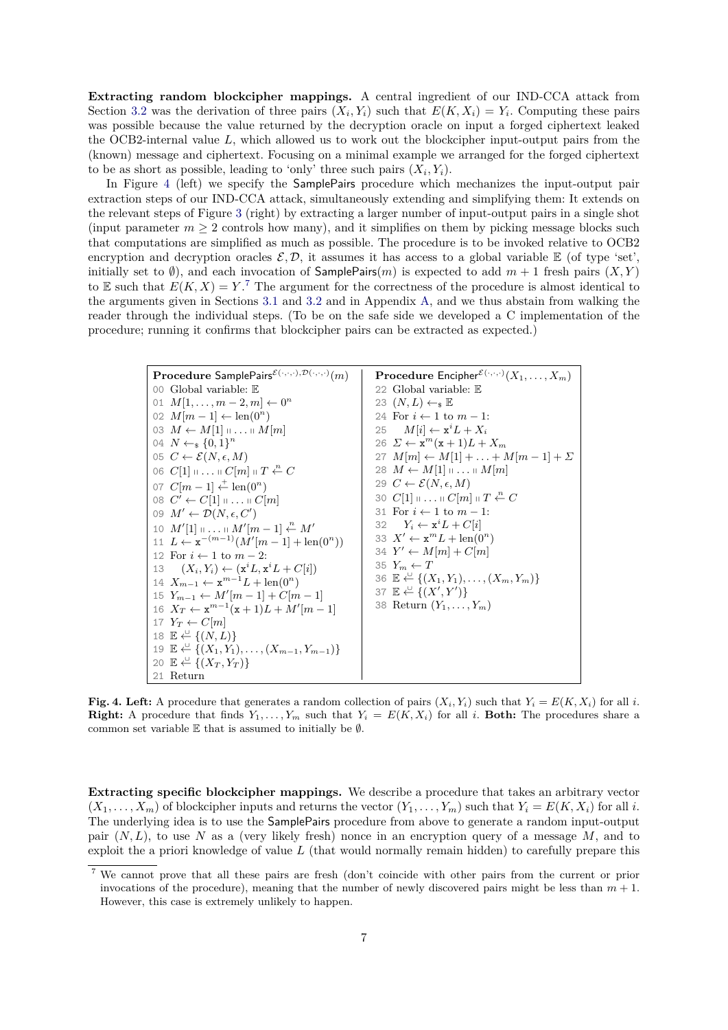**Extracting random blockcipher mappings.** A central ingredient of our IND-CCA attack from Section 3.2 was the derivation of three pairs $(X_i, Y_i)$ such that $E(K, X_i) = Y_i$. Computing these pairs was possible because the value returned by the decryption oracle on input a forged ciphertext leaked the OCB2-internal value $L$, which allowed us to work out the blockcipher input-output pairs from the (known) message and ciphertext. Focusing on a minimal example we arranged for the forged ciphertext to be as short as possible, leading to 'only' three such pairs $(X_i, Y_i)$.

In Figure 4 (left) we specify the SamplePairs procedure which mechanizes the input-output pair extraction steps of our IND-CCA attack, simultaneously extending and simplifying them: It extends on the relevant steps of Figure 3 (right) by extracting a larger number of input-output pairs in a single shot (input parameter $m \geq 2$ controls how many), and it simplifies on them by picking message blocks such that computations are simplified as much as possible. The procedure is to be invoked relative to OCB2 encryption and decryption oracles $\mathcal{E}, \mathcal{D}$, it assumes it has access to a global variable $\mathbb{E}$ (of type 'set', initially set to $\emptyset$), and each invocation of SamplePairs($m$) is expected to add $m + 1$ fresh pairs $(X, Y)$ to $\mathbb{E}$ such that $E(K, X) = Y$.[7] The argument for the correctness of the procedure is almost identical to the arguments given in Sections 3.1 and 3.2 and in Appendix A, and we thus abstain from walking the reader through the individual steps. (To be on the safe side we developed a C implementation of the procedure; running it confirms that blockcipher pairs can be extracted as expected.)

```
Procedure SamplePairs^{E(·,·,·),D(·,·,·)}(m)
00 Global variable: 𝔼
01 M[1,...,m−2,m] ← 0^n
02 M[m−1] ← len(0^n)
03 M ← M[1] ‖ ... ‖ M[m]
04 N ←$ {0,1}^n
05 C ← E(N, ε, M)
06 C[1] ‖ ... ‖ C[m] ‖ T ←n C
07 C[m−1] ←+ len(0^n)
08 C' ← C[1] ‖ ... ‖ C[m]
09 M' ← D(N, ε, C')
10 M'[1] ‖ ... ‖ M'[m−1] ←n M'
11 L ← x^{−(m−1)}(M'[m−1] + len(0^n))
12 For i ← 1 to m−2:
13    (X_i, Y_i) ← (x^i L, x^i L + C[i])
14 X_{m−1} ← x^{m−1} L + len(0^n)
15 Y_{m−1} ← M'[m−1] + C[m−1]
16 X_T ← x^{m−1}(x+1)L + M'[m−1]
17 Y_T ← C[m]
18 𝔼 ←∪ {(N, L)}
19 𝔼 ←∪ {(X_1,Y_1),...,(X_{m−1},Y_{m−1})}
20 𝔼 ←∪ {(X_T, Y_T)}
21 Return

Procedure Encipher^{E(·,·,·)}(X_1,...,X_m)
22 Global variable: 𝔼
23 (N, L) ←$ 𝔼
24 For i ← 1 to m−1:
25    M[i] ← x^i L + X_i
26 Σ ← x^m(x+1)L + X_m
27 M[m] ← M[1] + ... + M[m−1] + Σ
28 M ← M[1] ‖ ... ‖ M[m]
29 C ← E(N, ε, M)
30 C[1] ‖ ... ‖ C[m] ‖ T ←n C
31 For i ← 1 to m−1:
32    Y_i ← x^i L + C[i]
33 X' ← x^m L + len(0^n)
34 Y' ← M[m] + C[m]
35 Y_m ← T
36 𝔼 ←∪ {(X_1,Y_1),...,(X_m,Y_m)}
37 𝔼 ←∪ {(X', Y')}
38 Return (Y_1,...,Y_m)
```

**Fig. 4. Left:** A procedure that generates a random collection of pairs $(X_i, Y_i)$ such that $Y_i = E(K, X_i)$ for all $i$. **Right:** A procedure that finds $Y_1, \ldots, Y_m$ such that $Y_i = E(K, X_i)$ for all $i$. **Both:** The procedures share a common set variable $\mathbb{E}$ that is assumed to initially be $\emptyset$.

**Extracting specific blockcipher mappings.** We describe a procedure that takes an arbitrary vector $(X_1, \ldots, X_m)$ of blockcipher inputs and returns the vector $(Y_1, \ldots, Y_m)$ such that $Y_i = E(K, X_i)$ for all $i$. The underlying idea is to use the SamplePairs procedure from above to generate a random input-output pair $(N, L)$, to use $N$ as a (very likely fresh) nonce in an encryption query of a message $M$, and to exploit the a priori knowledge of value $L$ (that would normally remain hidden) to carefully prepare this

[7] We cannot prove that all these pairs are fresh (don't coincide with other pairs from the current or prior invocations of the procedure), meaning that the number of newly discovered pairs might be less than $m + 1$. However, this case is extremely unlikely to happen.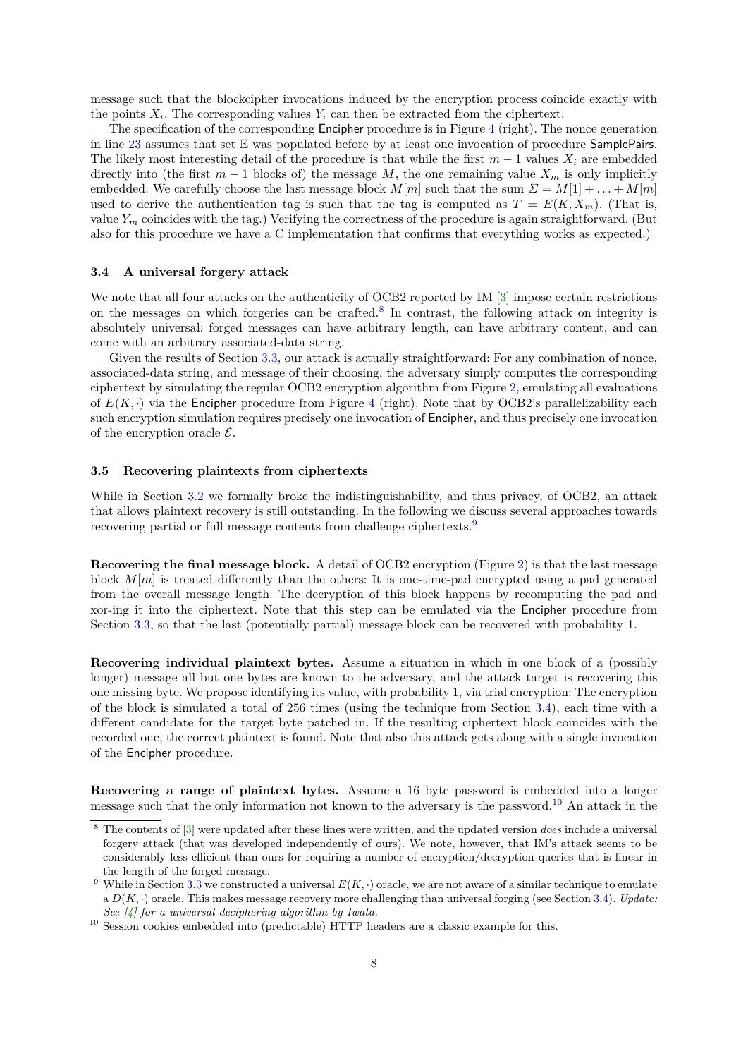message such that the blockcipher invocations induced by the encryption process coincide exactly with the points $X_i$. The corresponding values $Y_i$ can then be extracted from the ciphertext.

The specification of the corresponding Encipher procedure is in Figure 4 (right). The nonce generation in line 23 assumes that set $\mathbb{E}$ was populated before by at least one invocation of procedure SamplePairs. The likely most interesting detail of the procedure is that while the first $m-1$ values $X_i$ are embedded directly into (the first $m-1$ blocks of) the message $M$, the one remaining value $X_m$ is only implicitly embedded: We carefully choose the last message block $M[m]$ such that the sum $\Sigma = M[1] + \ldots + M[m]$ used to derive the authentication tag is such that the tag is computed as $T = E(K, X_m)$. (That is, value $Y_m$ coincides with the tag.) Verifying the correctness of the procedure is again straightforward. (But also for this procedure we have a C implementation that confirms that everything works as expected.)

### 3.4 A universal forgery attack

We note that all four attacks on the authenticity of OCB2 reported by IM [3] impose certain restrictions on the messages on which forgeries can be crafted.[8] In contrast, the following attack on integrity is absolutely universal: forged messages can have arbitrary length, can have arbitrary content, and can come with an arbitrary associated-data string.

Given the results of Section 3.3, our attack is actually straightforward: For any combination of nonce, associated-data string, and message of their choosing, the adversary simply computes the corresponding ciphertext by simulating the regular OCB2 encryption algorithm from Figure 2, emulating all evaluations of $E(K, \cdot)$ via the Encipher procedure from Figure 4 (right). Note that by OCB2's parallelizability each such encryption simulation requires precisely one invocation of Encipher, and thus precisely one invocation of the encryption oracle $\mathcal{E}$.

### 3.5 Recovering plaintexts from ciphertexts

While in Section 3.2 we formally broke the indistinguishability, and thus privacy, of OCB2, an attack that allows plaintext recovery is still outstanding. In the following we discuss several approaches towards recovering partial or full message contents from challenge ciphertexts.[9]

**Recovering the final message block.** A detail of OCB2 encryption (Figure 2) is that the last message block $M[m]$ is treated differently than the others: It is one-time-pad encrypted using a pad generated from the overall message length. The decryption of this block happens by recomputing the pad and xor-ing it into the ciphertext. Note that this step can be emulated via the Encipher procedure from Section 3.3, so that the last (potentially partial) message block can be recovered with probability 1.

**Recovering individual plaintext bytes.** Assume a situation in which in one block of a (possibly longer) message all but one bytes are known to the adversary, and the attack target is recovering this one missing byte. We propose identifying its value, with probability 1, via trial encryption: The encryption of the block is simulated a total of 256 times (using the technique from Section 3.4), each time with a different candidate for the target byte patched in. If the resulting ciphertext block coincides with the recorded one, the correct plaintext is found. Note that also this attack gets along with a single invocation of the Encipher procedure.

**Recovering a range of plaintext bytes.** Assume a 16 byte password is embedded into a longer message such that the only information not known to the adversary is the password.[10] An attack in the

---

[8] The contents of [3] were updated after these lines were written, and the updated version *does* include a universal forgery attack (that was developed independently of ours). We note, however, that IM's attack seems to be considerably less efficient than ours for requiring a number of encryption/decryption queries that is linear in the length of the forged message.

[9] While in Section 3.3 we constructed a universal $E(K, \cdot)$ oracle, we are not aware of a similar technique to emulate a $D(K, \cdot)$ oracle. This makes message recovery more challenging than universal forging (see Section 3.4). *Update: See [4] for a universal deciphering algorithm by Iwata.*

[10] Session cookies embedded into (predictable) HTTP headers are a classic example for this.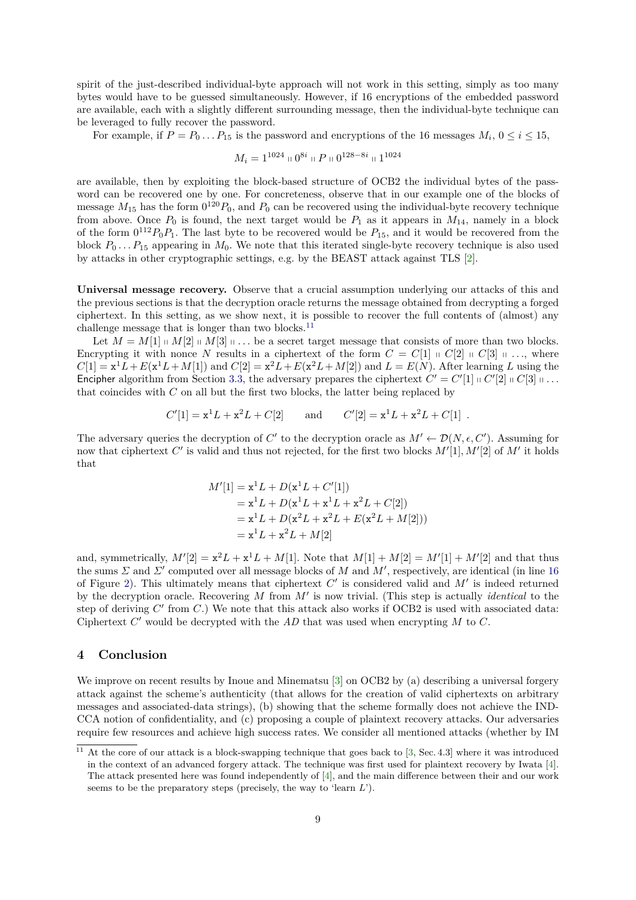spirit of the just-described individual-byte approach will not work in this setting, simply as too many bytes would have to be guessed simultaneously. However, if 16 encryptions of the embedded password are available, each with a slightly different surrounding message, then the individual-byte technique can be leveraged to fully recover the password.

For example, if $P = P_0 \dots P_{15}$ is the password and encryptions of the 16 messages $M_i$, $0 \le i \le 15$,

$$M_i = 1^{1024} \parallel 0^{8i} \parallel P \parallel 0^{128-8i} \parallel 1^{1024}$$

are available, then by exploiting the block-based structure of OCB2 the individual bytes of the password can be recovered one by one. For concreteness, observe that in our example one of the blocks of message $M_{15}$ has the form $0^{120}P_0$, and $P_0$ can be recovered using the individual-byte recovery technique from above. Once $P_0$ is found, the next target would be $P_1$ as it appears in $M_{14}$, namely in a block of the form $0^{112}P_0P_1$. The last byte to be recovered would be $P_{15}$, and it would be recovered from the block $P_0 \dots P_{15}$ appearing in $M_0$. We note that this iterated single-byte recovery technique is also used by attacks in other cryptographic settings, e.g. by the BEAST attack against TLS [2].

**Universal message recovery.** Observe that a crucial assumption underlying our attacks of this and the previous sections is that the decryption oracle returns the message obtained from decrypting a forged ciphertext. In this setting, as we show next, it is possible to recover the full contents of (almost) any challenge message that is longer than two blocks.[11]

Let $M = M[1] \parallel M[2] \parallel M[3] \parallel \dots$ be a secret target message that consists of more than two blocks. Encrypting it with nonce $N$ results in a ciphertext of the form $C = C[1] \parallel C[2] \parallel C[3] \parallel \dots$, where $C[1] = \mathtt{x}^1 L + E(\mathtt{x}^1 L + M[1])$ and $C[2] = \mathtt{x}^2 L + E(\mathtt{x}^2 L + M[2])$ and $L = E(N)$. After learning $L$ using the Encipher algorithm from Section 3.3, the adversary prepares the ciphertext $C' = C'[1] \parallel C'[2] \parallel C[3] \parallel \dots$ that coincides with $C$ on all but the first two blocks, the latter being replaced by

$$C'[1] = \mathtt{x}^1 L + \mathtt{x}^2 L + C[2] \qquad \text{and} \qquad C'[2] = \mathtt{x}^1 L + \mathtt{x}^2 L + C[1] \ .$$

The adversary queries the decryption of $C'$ to the decryption oracle as $M' \leftarrow \mathcal{D}(N, \epsilon, C')$. Assuming for now that ciphertext $C'$ is valid and thus not rejected, for the first two blocks $M'[1], M'[2]$ of $M'$ it holds that

$$\begin{aligned} M'[1] &= \mathtt{x}^1 L + D(\mathtt{x}^1 L + C'[1]) \\ &= \mathtt{x}^1 L + D(\mathtt{x}^1 L + \mathtt{x}^1 L + \mathtt{x}^2 L + C[2]) \\ &= \mathtt{x}^1 L + D(\mathtt{x}^2 L + \mathtt{x}^2 L + E(\mathtt{x}^2 L + M[2])) \\ &= \mathtt{x}^1 L + \mathtt{x}^2 L + M[2] \end{aligned}$$

and, symmetrically, $M'[2] = \mathtt{x}^2 L + \mathtt{x}^1 L + M[1]$. Note that $M[1] + M[2] = M'[1] + M'[2]$ and that thus the sums $\Sigma$ and $\Sigma'$ computed over all message blocks of $M$ and $M'$, respectively, are identical (in line 16 of Figure 2). This ultimately means that ciphertext $C'$ is considered valid and $M'$ is indeed returned by the decryption oracle. Recovering $M$ from $M'$ is now trivial. (This step is actually *identical* to the step of deriving $C'$ from $C$.) We note that this attack also works if OCB2 is used with associated data: Ciphertext $C'$ would be decrypted with the $AD$ that was used when encrypting $M$ to $C$.

## 4 Conclusion

We improve on recent results by Inoue and Minematsu [3] on OCB2 by (a) describing a universal forgery attack against the scheme's authenticity (that allows for the creation of valid ciphertexts on arbitrary messages and associated-data strings), (b) showing that the scheme formally does not achieve the IND-CCA notion of confidentiality, and (c) proposing a couple of plaintext recovery attacks. Our adversaries require few resources and achieve high success rates. We consider all mentioned attacks (whether by IM

---

[11] At the core of our attack is a block-swapping technique that goes back to [3, Sec. 4.3] where it was introduced in the context of an advanced forgery attack. The technique was first used for plaintext recovery by Iwata [4]. The attack presented here was found independently of [4], and the main difference between their and our work seems to be the preparatory steps (precisely, the way to 'learn $L$').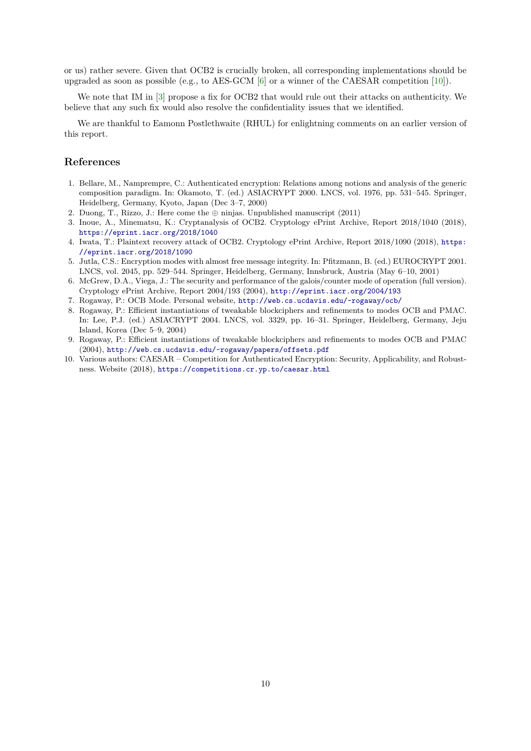or us) rather severe. Given that OCB2 is crucially broken, all corresponding implementations should be upgraded as soon as possible (e.g., to AES-GCM [6] or a winner of the CAESAR competition [10]).

We note that IM in [3] propose a fix for OCB2 that would rule out their attacks on authenticity. We believe that any such fix would also resolve the confidentiality issues that we identified.

We are thankful to Eamonn Postlethwaite (RHUL) for enlightning comments on an earlier version of this report.

## References

1. Bellare, M., Namprempre, C.: Authenticated encryption: Relations among notions and analysis of the generic composition paradigm. In: Okamoto, T. (ed.) ASIACRYPT 2000. LNCS, vol. 1976, pp. 531–545. Springer, Heidelberg, Germany, Kyoto, Japan (Dec 3–7, 2000)
2. Duong, T., Rizzo, J.: Here come the ⊕ ninjas. Unpublished manuscript (2011)
3. Inoue, A., Minematsu, K.: Cryptanalysis of OCB2. Cryptology ePrint Archive, Report 2018/1040 (2018), https://eprint.iacr.org/2018/1040
4. Iwata, T.: Plaintext recovery attack of OCB2. Cryptology ePrint Archive, Report 2018/1090 (2018), https://eprint.iacr.org/2018/1090
5. Jutla, C.S.: Encryption modes with almost free message integrity. In: Pfitzmann, B. (ed.) EUROCRYPT 2001. LNCS, vol. 2045, pp. 529–544. Springer, Heidelberg, Germany, Innsbruck, Austria (May 6–10, 2001)
6. McGrew, D.A., Viega, J.: The security and performance of the galois/counter mode of operation (full version). Cryptology ePrint Archive, Report 2004/193 (2004), http://eprint.iacr.org/2004/193
7. Rogaway, P.: OCB Mode. Personal website, http://web.cs.ucdavis.edu/~rogaway/ocb/
8. Rogaway, P.: Efficient instantiations of tweakable blockciphers and refinements to modes OCB and PMAC. In: Lee, P.J. (ed.) ASIACRYPT 2004. LNCS, vol. 3329, pp. 16–31. Springer, Heidelberg, Germany, Jeju Island, Korea (Dec 5–9, 2004)
9. Rogaway, P.: Efficient instantiations of tweakable blockciphers and refinements to modes OCB and PMAC (2004), http://web.cs.ucdavis.edu/~rogaway/papers/offsets.pdf
10. Various authors: CAESAR – Competition for Authenticated Encryption: Security, Applicability, and Robustness. Website (2018), https://competitions.cr.yp.to/caesar.html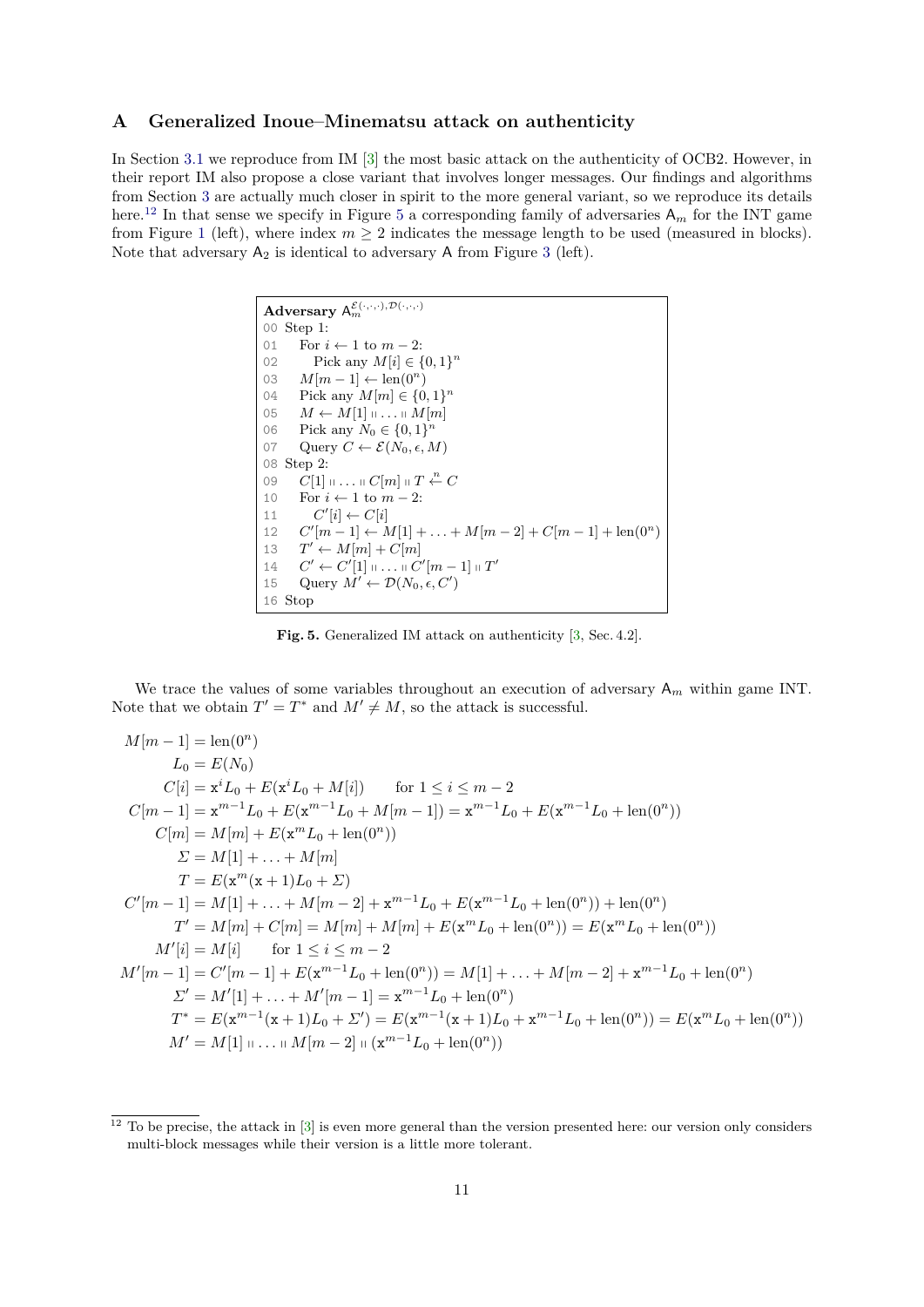# A Generalized Inoue–Minematsu attack on authenticity

In Section 3.1 we reproduce from IM [3] the most basic attack on the authenticity of OCB2. However, in their report IM also propose a close variant that involves longer messages. Our findings and algorithms from Section 3 are actually much closer in spirit to the more general variant, so we reproduce its details here.[12] In that sense we specify in Figure 5 a corresponding family of adversaries $\mathsf{A}_m$ for the INT game from Figure 1 (left), where index $m \geq 2$ indicates the message length to be used (measured in blocks). Note that adversary $\mathsf{A}_2$ is identical to adversary $\mathsf{A}$ from Figure 3 (left).

**Adversary** $\mathsf{A}_m^{\mathcal{E}(\cdot,\cdot,\cdot),\mathcal{D}(\cdot,\cdot,\cdot)}$

```
00 Step 1:
01    For i ← 1 to m − 2:
02       Pick any M[i] ∈ {0,1}^n
03    M[m − 1] ← len(0^n)
04    Pick any M[m] ∈ {0,1}^n
05    M ← M[1] ∥ ... ∥ M[m]
06    Pick any N_0 ∈ {0,1}^n
07    Query C ← E(N_0, ε, M)
08 Step 2:
09    C[1] ∥ ... ∥ C[m] ∥ T ←^n C
10    For i ← 1 to m − 2:
11       C'[i] ← C[i]
12    C'[m − 1] ← M[1] + ... + M[m − 2] + C[m − 1] + len(0^n)
13    T' ← M[m] + C[m]
14    C' ← C'[1] ∥ ... ∥ C'[m − 1] ∥ T'
15    Query M' ← D(N_0, ε, C')
16 Stop
```

**Fig. 5.** Generalized IM attack on authenticity [3, Sec. 4.2].

We trace the values of some variables throughout an execution of adversary $\mathsf{A}_m$ within game INT. Note that we obtain $T' = T^*$ and $M' \neq M$, so the attack is successful.

$$
\begin{aligned}
M[m-1] &= \mathrm{len}(0^n) \\
L_0 &= E(N_0) \\
C[i] &= \mathtt{x}^i L_0 + E(\mathtt{x}^i L_0 + M[i]) \qquad \text{for } 1 \leq i \leq m-2 \\
C[m-1] &= \mathtt{x}^{m-1} L_0 + E(\mathtt{x}^{m-1} L_0 + M[m-1]) = \mathtt{x}^{m-1} L_0 + E(\mathtt{x}^{m-1} L_0 + \mathrm{len}(0^n)) \\
C[m] &= M[m] + E(\mathtt{x}^m L_0 + \mathrm{len}(0^n)) \\
\Sigma &= M[1] + \ldots + M[m] \\
T &= E(\mathtt{x}^m(\mathtt{x}+1) L_0 + \Sigma) \\
C'[m-1] &= M[1] + \ldots + M[m-2] + \mathtt{x}^{m-1} L_0 + E(\mathtt{x}^{m-1} L_0 + \mathrm{len}(0^n)) + \mathrm{len}(0^n) \\
T' &= M[m] + C[m] = M[m] + M[m] + E(\mathtt{x}^m L_0 + \mathrm{len}(0^n)) = E(\mathtt{x}^m L_0 + \mathrm{len}(0^n)) \\
M'[i] &= M[i] \qquad \text{for } 1 \leq i \leq m-2 \\
M'[m-1] &= C'[m-1] + E(\mathtt{x}^{m-1} L_0 + \mathrm{len}(0^n)) = M[1] + \ldots + M[m-2] + \mathtt{x}^{m-1} L_0 + \mathrm{len}(0^n) \\
\Sigma' &= M'[1] + \ldots + M'[m-1] = \mathtt{x}^{m-1} L_0 + \mathrm{len}(0^n) \\
T^* &= E(\mathtt{x}^{m-1}(\mathtt{x}+1) L_0 + \Sigma') = E(\mathtt{x}^{m-1}(\mathtt{x}+1) L_0 + \mathtt{x}^{m-1} L_0 + \mathrm{len}(0^n)) = E(\mathtt{x}^m L_0 + \mathrm{len}(0^n)) \\
M' &= M[1] \parallel \ldots \parallel M[m-2] \parallel (\mathtt{x}^{m-1} L_0 + \mathrm{len}(0^n))
\end{aligned}
$$

[12] To be precise, the attack in [3] is even more general than the version presented here: our version only considers multi-block messages while their version is a little more tolerant.